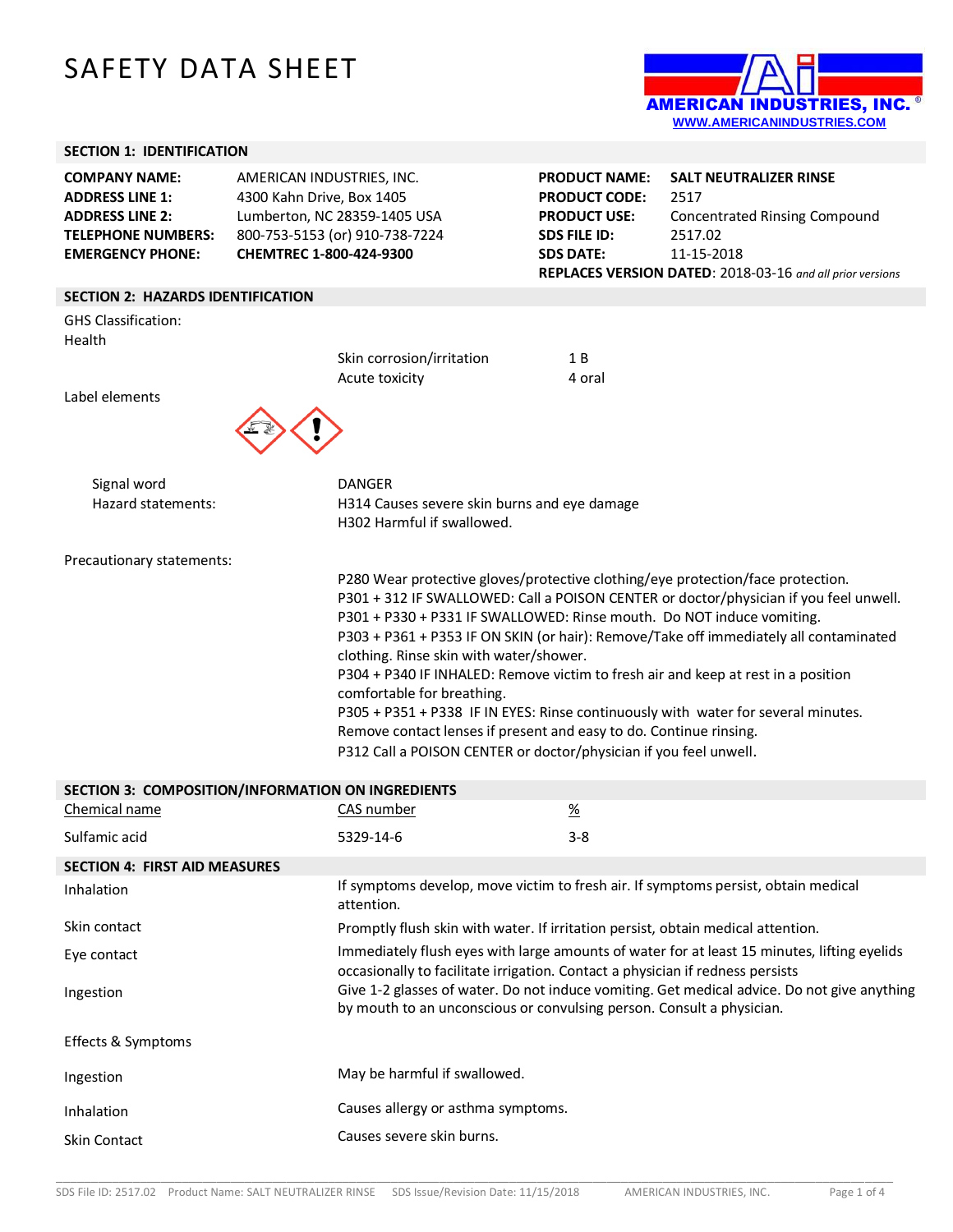# SAFETY DATA SHEET

AMERICAN INDUSTRIES, INC.®
WWW.AMERICANINDUSTRIES.COM

## SECTION 1: IDENTIFICATION

| | | | |
|---|---|---|---|
| **COMPANY NAME:** | AMERICAN INDUSTRIES, INC. | **PRODUCT NAME:** | **SALT NEUTRALIZER RINSE** |
| **ADDRESS LINE 1:** | 4300 Kahn Drive, Box 1405 | **PRODUCT CODE:** | 2517 |
| **ADDRESS LINE 2:** | Lumberton, NC 28359-1405 USA | **PRODUCT USE:** | Concentrated Rinsing Compound |
| **TELEPHONE NUMBERS:** | 800-753-5153 (or) 910-738-7224 | **SDS FILE ID:** | 2517.02 |
| **EMERGENCY PHONE:** | **CHEMTREC 1-800-424-9300** | **SDS DATE:** | 11-15-2018 |

**REPLACES VERSION DATED**: 2018-03-16 *and all prior versions*

## SECTION 2: HAZARDS IDENTIFICATION

GHS Classification:
Health

| | |
|---|---|
| Skin corrosion/irritation | 1 B |
| Acute toxicity | 4 oral |

Label elements

Signal word: DANGER

Hazard statements:
H314 Causes severe skin burns and eye damage
H302 Harmful if swallowed.

Precautionary statements:

P280 Wear protective gloves/protective clothing/eye protection/face protection.
P301 + 312 IF SWALLOWED: Call a POISON CENTER or doctor/physician if you feel unwell.
P301 + P330 + P331 IF SWALLOWED: Rinse mouth. Do NOT induce vomiting.
P303 + P361 + P353 IF ON SKIN (or hair): Remove/Take off immediately all contaminated clothing. Rinse skin with water/shower.
P304 + P340 IF INHALED: Remove victim to fresh air and keep at rest in a position comfortable for breathing.
P305 + P351 + P338 IF IN EYES: Rinse continuously with water for several minutes. Remove contact lenses if present and easy to do. Continue rinsing.
P312 Call a POISON CENTER or doctor/physician if you feel unwell.

## SECTION 3: COMPOSITION/INFORMATION ON INGREDIENTS

| Chemical name | CAS number | % |
|---|---|---|
| Sulfamic acid | 5329-14-6 | 3-8 |

## SECTION 4: FIRST AID MEASURES

| | |
|---|---|
| Inhalation | If symptoms develop, move victim to fresh air. If symptoms persist, obtain medical attention. |
| Skin contact | Promptly flush skin with water. If irritation persist, obtain medical attention. |
| Eye contact | Immediately flush eyes with large amounts of water for at least 15 minutes, lifting eyelids occasionally to facilitate irrigation. Contact a physician if redness persists |
| Ingestion | Give 1-2 glasses of water. Do not induce vomiting. Get medical advice. Do not give anything by mouth to an unconscious or convulsing person. Consult a physician. |

Effects & Symptoms

| | |
|---|---|
| Ingestion | May be harmful if swallowed. |
| Inhalation | Causes allergy or asthma symptoms. |
| Skin Contact | Causes severe skin burns. |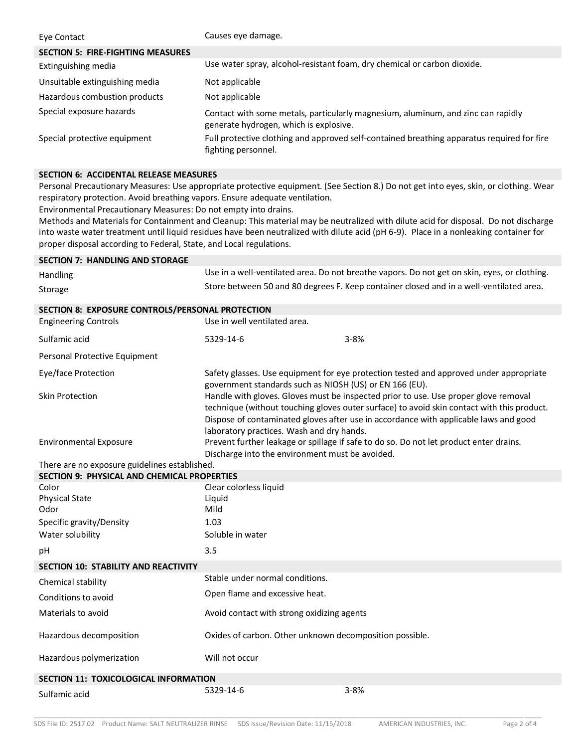| | |
|---|---|
| Eye Contact | Causes eye damage. |

## SECTION 5: FIRE-FIGHTING MEASURES

| | |
|---|---|
| Extinguishing media | Use water spray, alcohol-resistant foam, dry chemical or carbon dioxide. |
| Unsuitable extinguishing media | Not applicable |
| Hazardous combustion products | Not applicable |
| Special exposure hazards | Contact with some metals, particularly magnesium, aluminum, and zinc can rapidly generate hydrogen, which is explosive. |
| Special protective equipment | Full protective clothing and approved self-contained breathing apparatus required for fire fighting personnel. |

## SECTION 6: ACCIDENTAL RELEASE MEASURES

Personal Precautionary Measures: Use appropriate protective equipment. (See Section 8.) Do not get into eyes, skin, or clothing. Wear respiratory protection. Avoid breathing vapors. Ensure adequate ventilation.

Environmental Precautionary Measures: Do not empty into drains.

Methods and Materials for Containment and Cleanup: This material may be neutralized with dilute acid for disposal. Do not discharge into waste water treatment until liquid residues have been neutralized with dilute acid (pH 6-9). Place in a nonleaking container for proper disposal according to Federal, State, and Local regulations.

## SECTION 7: HANDLING AND STORAGE

| | |
|---|---|
| Handling | Use in a well-ventilated area. Do not breathe vapors. Do not get on skin, eyes, or clothing. |
| Storage | Store between 50 and 80 degrees F. Keep container closed and in a well-ventilated area. |

## SECTION 8: EXPOSURE CONTROLS/PERSONAL PROTECTION

| | | |
|---|---|---|
| Engineering Controls | Use in well ventilated area. | |
| Sulfamic acid | 5329-14-6 | 3-8% |
| Personal Protective Equipment | | |
| Eye/face Protection | Safety glasses. Use equipment for eye protection tested and approved under appropriate government standards such as NIOSH (US) or EN 166 (EU). | |
| Skin Protection | Handle with gloves. Gloves must be inspected prior to use. Use proper glove removal technique (without touching gloves outer surface) to avoid skin contact with this product. Dispose of contaminated gloves after use in accordance with applicable laws and good laboratory practices. Wash and dry hands. | |
| Environmental Exposure | Prevent further leakage or spillage if safe to do so. Do not let product enter drains. Discharge into the environment must be avoided. | |

There are no exposure guidelines established.

## SECTION 9: PHYSICAL AND CHEMICAL PROPERTIES

| | |
|---|---|
| Color | Clear colorless liquid |
| Physical State | Liquid |
| Odor | Mild |
| Specific gravity/Density | 1.03 |
| Water solubility | Soluble in water |
| pH | 3.5 |

## SECTION 10: STABILITY AND REACTIVITY

| | |
|---|---|
| Chemical stability | Stable under normal conditions. |
| Conditions to avoid | Open flame and excessive heat. |
| Materials to avoid | Avoid contact with strong oxidizing agents |
| Hazardous decomposition | Oxides of carbon. Other unknown decomposition possible. |
| Hazardous polymerization | Will not occur |

## SECTION 11: TOXICOLOGICAL INFORMATION

| | | |
|---|---|---|
| Sulfamic acid | 5329-14-6 | 3-8% |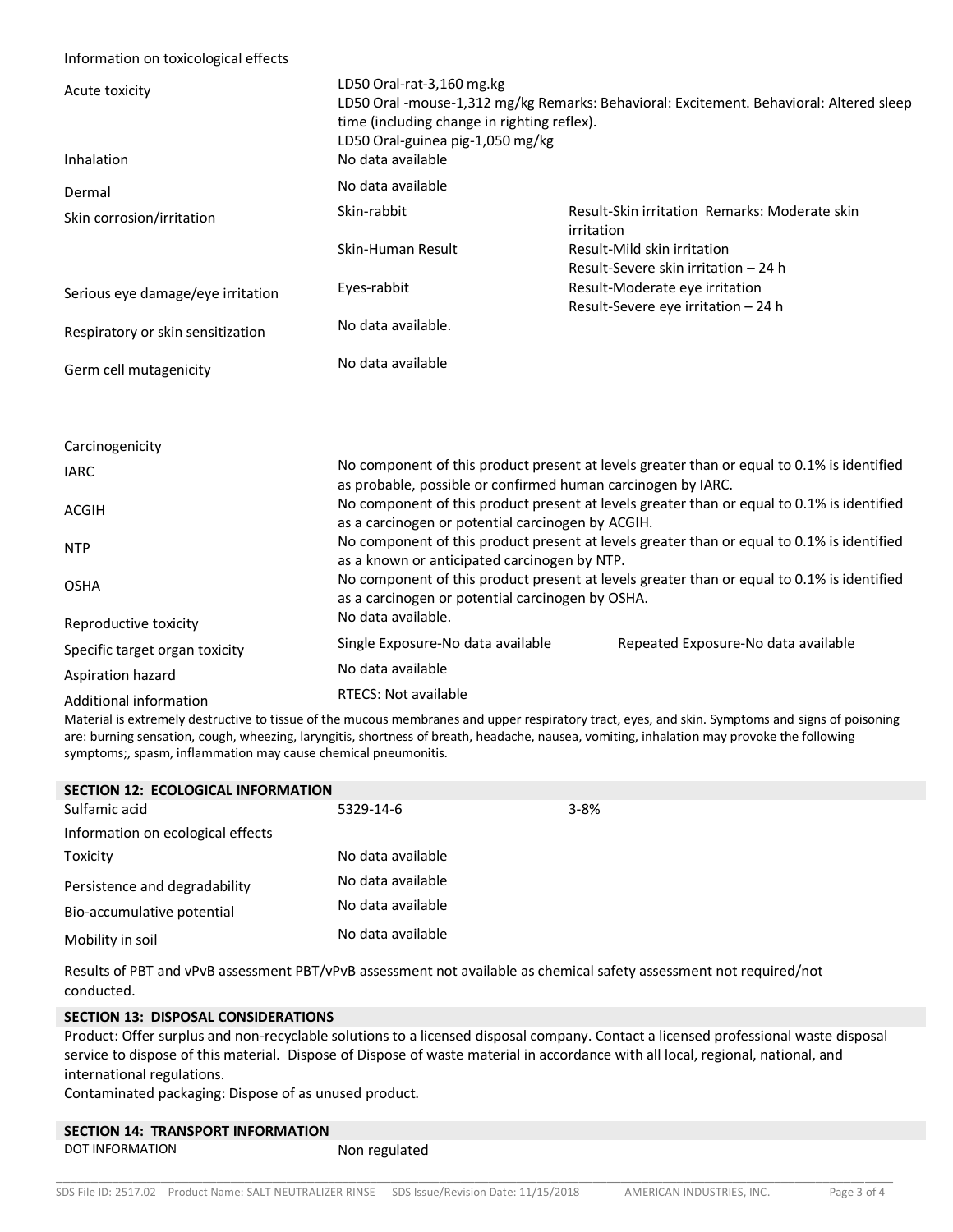Information on toxicological effects

| | | |
|---|---|---|
| Acute toxicity | LD50 Oral-rat-3,160 mg.kg<br>LD50 Oral -mouse-1,312 mg/kg Remarks: Behavioral: Excitement. Behavioral: Altered sleep time (including change in righting reflex).<br>LD50 Oral-guinea pig-1,050 mg/kg | |
| Inhalation | No data available | |
| Dermal | No data available | |
| Skin corrosion/irritation | Skin-rabbit | Result-Skin irritation Remarks: Moderate skin irritation |
| | Skin-Human Result | Result-Mild skin irritation<br>Result-Severe skin irritation – 24 h |
| Serious eye damage/eye irritation | Eyes-rabbit | Result-Moderate eye irritation<br>Result-Severe eye irritation – 24 h |
| Respiratory or skin sensitization | No data available. | |
| Germ cell mutagenicity | No data available | |

Carcinogenicity

| | |
|---|---|
| IARC | No component of this product present at levels greater than or equal to 0.1% is identified as probable, possible or confirmed human carcinogen by IARC. |
| ACGIH | No component of this product present at levels greater than or equal to 0.1% is identified as a carcinogen or potential carcinogen by ACGIH. |
| NTP | No component of this product present at levels greater than or equal to 0.1% is identified as a known or anticipated carcinogen by NTP. |
| OSHA | No component of this product present at levels greater than or equal to 0.1% is identified as a carcinogen or potential carcinogen by OSHA. |
| Reproductive toxicity | No data available. |
| Specific target organ toxicity | Single Exposure-No data available &nbsp;&nbsp;&nbsp; Repeated Exposure-No data available |
| Aspiration hazard | No data available |
| Additional information | RTECS: Not available |

Material is extremely destructive to tissue of the mucous membranes and upper respiratory tract, eyes, and skin. Symptoms and signs of poisoning are: burning sensation, cough, wheezing, laryngitis, shortness of breath, headache, nausea, vomiting, inhalation may provoke the following symptoms;, spasm, inflammation may cause chemical pneumonitis.

## SECTION 12: ECOLOGICAL INFORMATION

| | | |
|---|---|---|
| Sulfamic acid | 5329-14-6 | 3-8% |
| Information on ecological effects | | |
| Toxicity | No data available | |
| Persistence and degradability | No data available | |
| Bio-accumulative potential | No data available | |
| Mobility in soil | No data available | |

Results of PBT and vPvB assessment PBT/vPvB assessment not available as chemical safety assessment not required/not conducted.

## SECTION 13: DISPOSAL CONSIDERATIONS

Product: Offer surplus and non-recyclable solutions to a licensed disposal company. Contact a licensed professional waste disposal service to dispose of this material. Dispose of Dispose of waste material in accordance with all local, regional, national, and international regulations.

Contaminated packaging: Dispose of as unused product.

## SECTION 14: TRANSPORT INFORMATION

| | |
|---|---|
| DOT INFORMATION | Non regulated |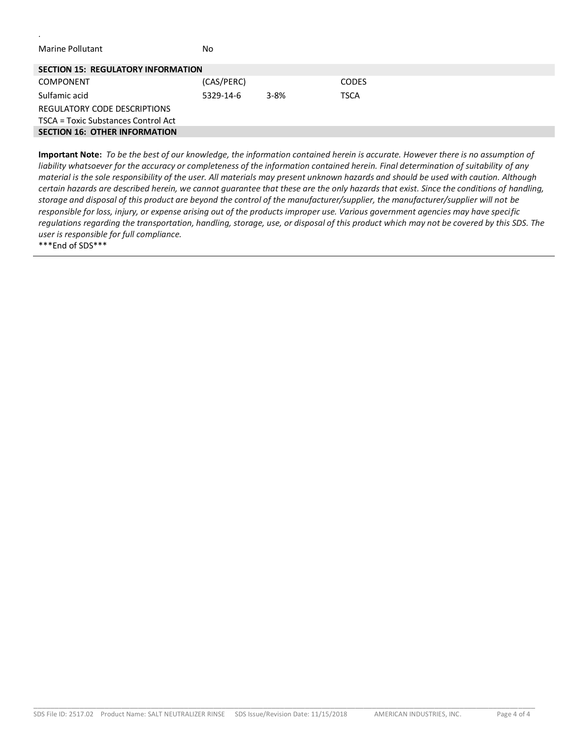.

Marine Pollutant No

## SECTION 15: REGULATORY INFORMATION

| COMPONENT | (CAS/PERC) | | CODES |
|---|---|---|---|
| Sulfamic acid | 5329-14-6 | 3-8% | TSCA |

REGULATORY CODE DESCRIPTIONS

TSCA = Toxic Substances Control Act

## SECTION 16: OTHER INFORMATION

**Important Note:** *To be the best of our knowledge, the information contained herein is accurate. However there is no assumption of liability whatsoever for the accuracy or completeness of the information contained herein. Final determination of suitability of any material is the sole responsibility of the user. All materials may present unknown hazards and should be used with caution. Although certain hazards are described herein, we cannot guarantee that these are the only hazards that exist. Since the conditions of handling, storage and disposal of this product are beyond the control of the manufacturer/supplier, the manufacturer/supplier will not be responsible for loss, injury, or expense arising out of the products improper use. Various government agencies may have specific regulations regarding the transportation, handling, storage, use, or disposal of this product which may not be covered by this SDS. The user is responsible for full compliance.*

***End of SDS***